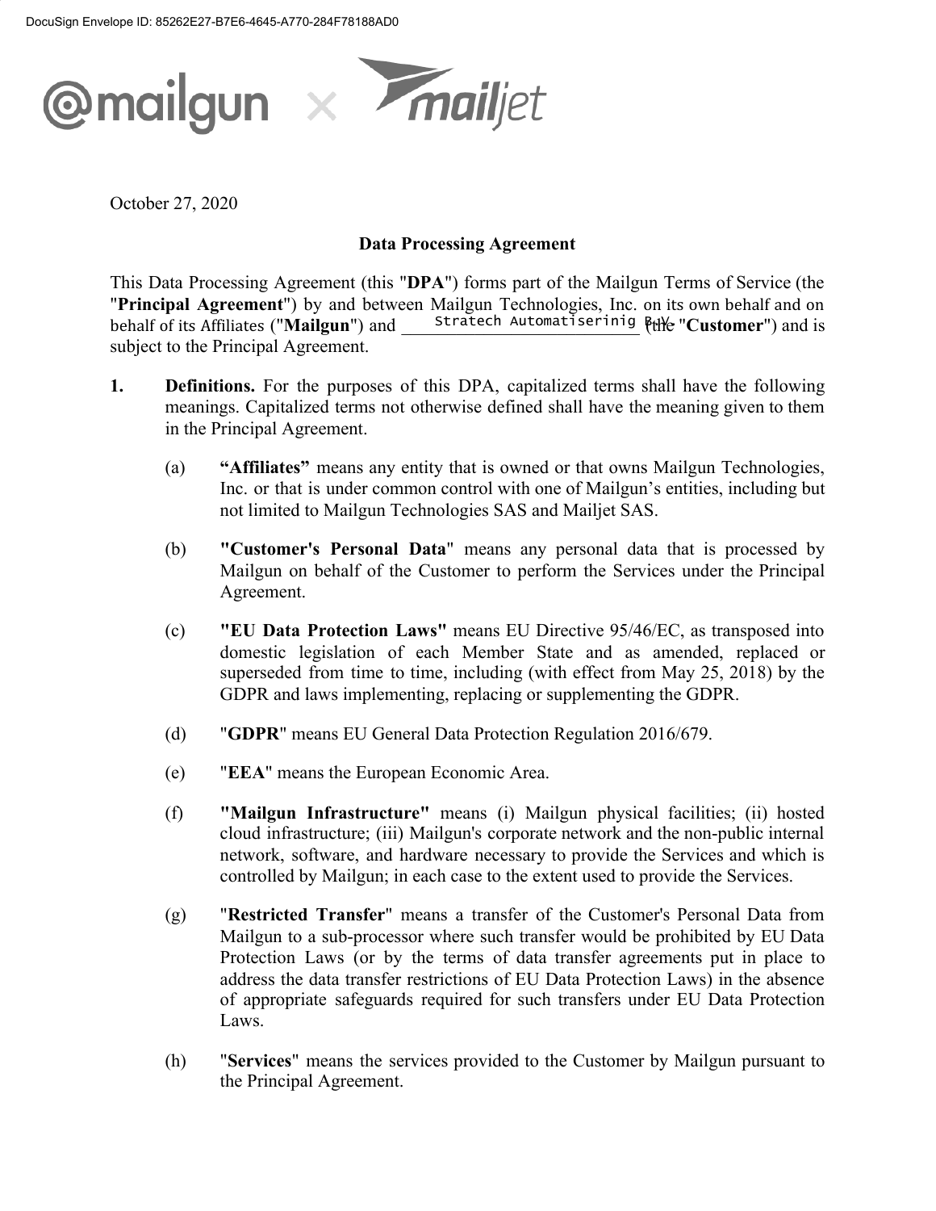October 27, 2020

**Data Processing Agreement**

This Data Processing Agreement (this "**DPA**") forms part of the Mailgun Terms of Service (the "**Principal Agreement**") by and between Mailgun Technologies, Inc. on its own behalf and on behalf of its Affiliates ("**Mailgun**") and Stratech Automatiserinig B.V. (the "**Customer**") and is subject to the Principal Agreement.

1. **Definitions.** For the purposes of this DPA, capitalized terms shall have the following meanings. Capitalized terms not otherwise defined shall have the meaning given to them in the Principal Agreement.

   (a) **"Affiliates"** means any entity that is owned or that owns Mailgun Technologies, Inc. or that is under common control with one of Mailgun's entities, including but not limited to Mailgun Technologies SAS and Mailjet SAS.

   (b) **"Customer's Personal Data"** means any personal data that is processed by Mailgun on behalf of the Customer to perform the Services under the Principal Agreement.

   (c) **"EU Data Protection Laws"** means EU Directive 95/46/EC, as transposed into domestic legislation of each Member State and as amended, replaced or superseded from time to time, including (with effect from May 25, 2018) by the GDPR and laws implementing, replacing or supplementing the GDPR.

   (d) "**GDPR**" means EU General Data Protection Regulation 2016/679.

   (e) "**EEA**" means the European Economic Area.

   (f) **"Mailgun Infrastructure"** means (i) Mailgun physical facilities; (ii) hosted cloud infrastructure; (iii) Mailgun's corporate network and the non-public internal network, software, and hardware necessary to provide the Services and which is controlled by Mailgun; in each case to the extent used to provide the Services.

   (g) "**Restricted Transfer**" means a transfer of the Customer's Personal Data from Mailgun to a sub-processor where such transfer would be prohibited by EU Data Protection Laws (or by the terms of data transfer agreements put in place to address the data transfer restrictions of EU Data Protection Laws) in the absence of appropriate safeguards required for such transfers under EU Data Protection Laws.

   (h) "**Services**" means the services provided to the Customer by Mailgun pursuant to the Principal Agreement.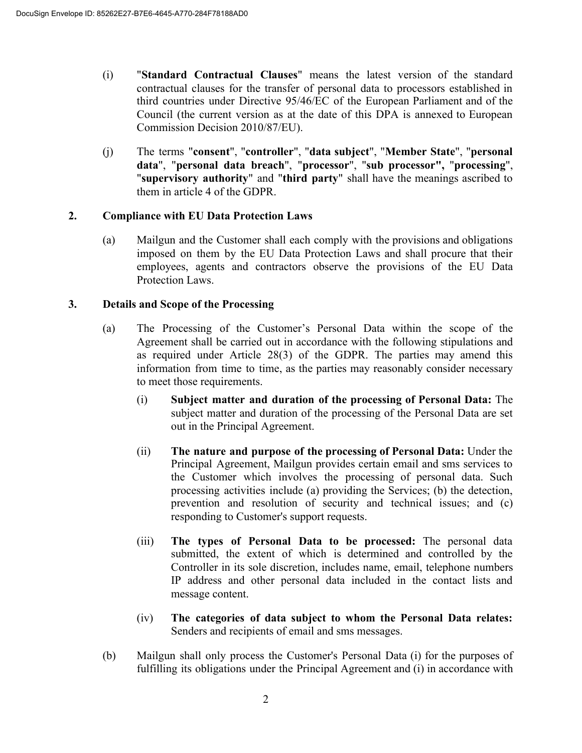(i) "**Standard Contractual Clauses**" means the latest version of the standard contractual clauses for the transfer of personal data to processors established in third countries under Directive 95/46/EC of the European Parliament and of the Council (the current version as at the date of this DPA is annexed to European Commission Decision 2010/87/EU).

(j) The terms "**consent**", "**controller**", "**data subject**", "**Member State**", "**personal data**", "**personal data breach**", "**processor**", "**sub processor",** "**processing**", "**supervisory authority**" and "**third party**" shall have the meanings ascribed to them in article 4 of the GDPR.

## 2. Compliance with EU Data Protection Laws

(a) Mailgun and the Customer shall each comply with the provisions and obligations imposed on them by the EU Data Protection Laws and shall procure that their employees, agents and contractors observe the provisions of the EU Data Protection Laws.

## 3. Details and Scope of the Processing

(a) The Processing of the Customer's Personal Data within the scope of the Agreement shall be carried out in accordance with the following stipulations and as required under Article 28(3) of the GDPR. The parties may amend this information from time to time, as the parties may reasonably consider necessary to meet those requirements.

(i) **Subject matter and duration of the processing of Personal Data:** The subject matter and duration of the processing of the Personal Data are set out in the Principal Agreement.

(ii) **The nature and purpose of the processing of Personal Data:** Under the Principal Agreement, Mailgun provides certain email and sms services to the Customer which involves the processing of personal data. Such processing activities include (a) providing the Services; (b) the detection, prevention and resolution of security and technical issues; and (c) responding to Customer's support requests.

(iii) **The types of Personal Data to be processed:** The personal data submitted, the extent of which is determined and controlled by the Controller in its sole discretion, includes name, email, telephone numbers IP address and other personal data included in the contact lists and message content.

(iv) **The categories of data subject to whom the Personal Data relates:** Senders and recipients of email and sms messages.

(b) Mailgun shall only process the Customer's Personal Data (i) for the purposes of fulfilling its obligations under the Principal Agreement and (i) in accordance with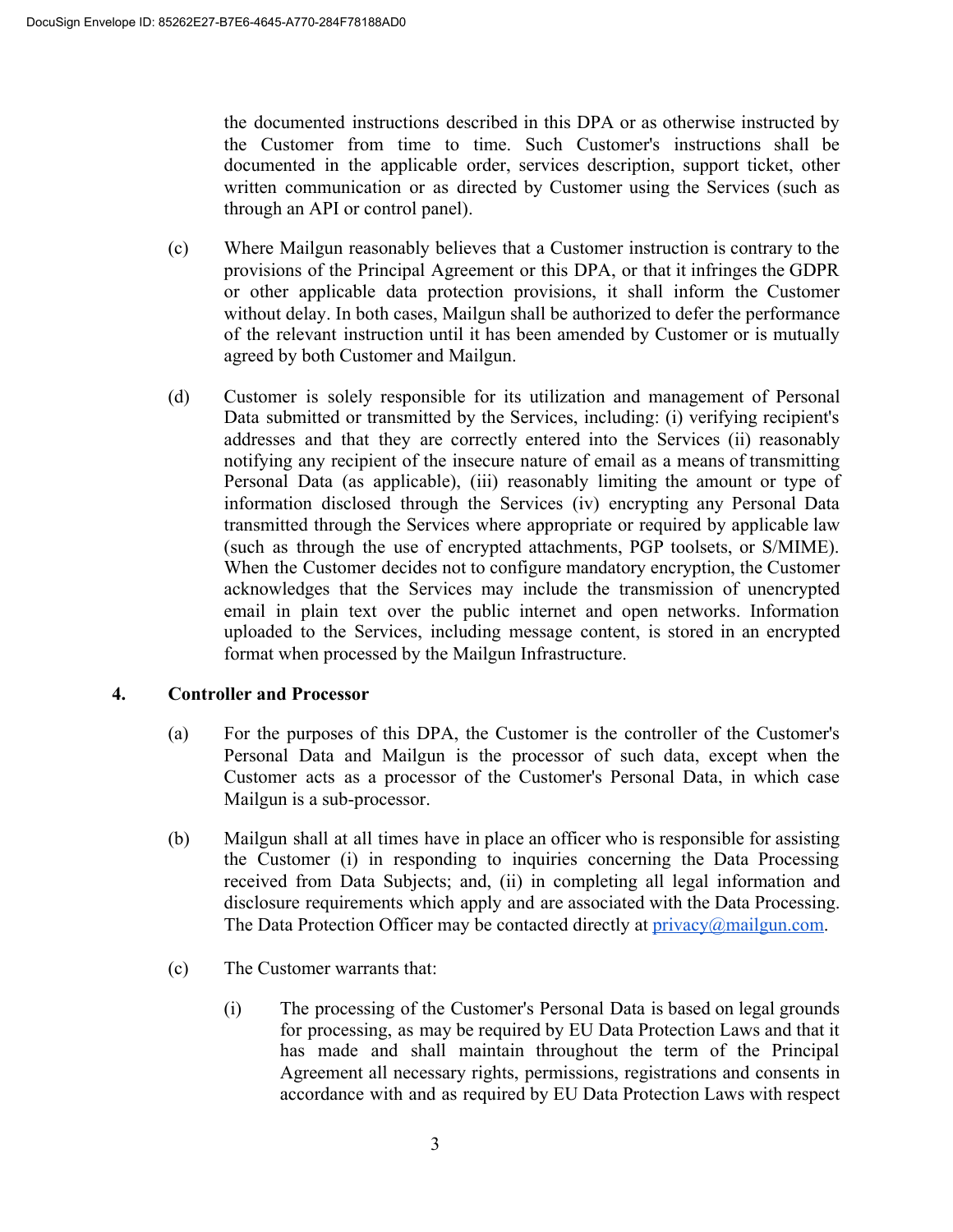the documented instructions described in this DPA or as otherwise instructed by the Customer from time to time. Such Customer's instructions shall be documented in the applicable order, services description, support ticket, other written communication or as directed by Customer using the Services (such as through an API or control panel).

(c) Where Mailgun reasonably believes that a Customer instruction is contrary to the provisions of the Principal Agreement or this DPA, or that it infringes the GDPR or other applicable data protection provisions, it shall inform the Customer without delay. In both cases, Mailgun shall be authorized to defer the performance of the relevant instruction until it has been amended by Customer or is mutually agreed by both Customer and Mailgun.

(d) Customer is solely responsible for its utilization and management of Personal Data submitted or transmitted by the Services, including: (i) verifying recipient's addresses and that they are correctly entered into the Services (ii) reasonably notifying any recipient of the insecure nature of email as a means of transmitting Personal Data (as applicable), (iii) reasonably limiting the amount or type of information disclosed through the Services (iv) encrypting any Personal Data transmitted through the Services where appropriate or required by applicable law (such as through the use of encrypted attachments, PGP toolsets, or S/MIME). When the Customer decides not to configure mandatory encryption, the Customer acknowledges that the Services may include the transmission of unencrypted email in plain text over the public internet and open networks. Information uploaded to the Services, including message content, is stored in an encrypted format when processed by the Mailgun Infrastructure.

## 4. Controller and Processor

(a) For the purposes of this DPA, the Customer is the controller of the Customer's Personal Data and Mailgun is the processor of such data, except when the Customer acts as a processor of the Customer's Personal Data, in which case Mailgun is a sub-processor.

(b) Mailgun shall at all times have in place an officer who is responsible for assisting the Customer (i) in responding to inquiries concerning the Data Processing received from Data Subjects; and, (ii) in completing all legal information and disclosure requirements which apply and are associated with the Data Processing. The Data Protection Officer may be contacted directly at privacy@mailgun.com.

(c) The Customer warrants that:

(i) The processing of the Customer's Personal Data is based on legal grounds for processing, as may be required by EU Data Protection Laws and that it has made and shall maintain throughout the term of the Principal Agreement all necessary rights, permissions, registrations and consents in accordance with and as required by EU Data Protection Laws with respect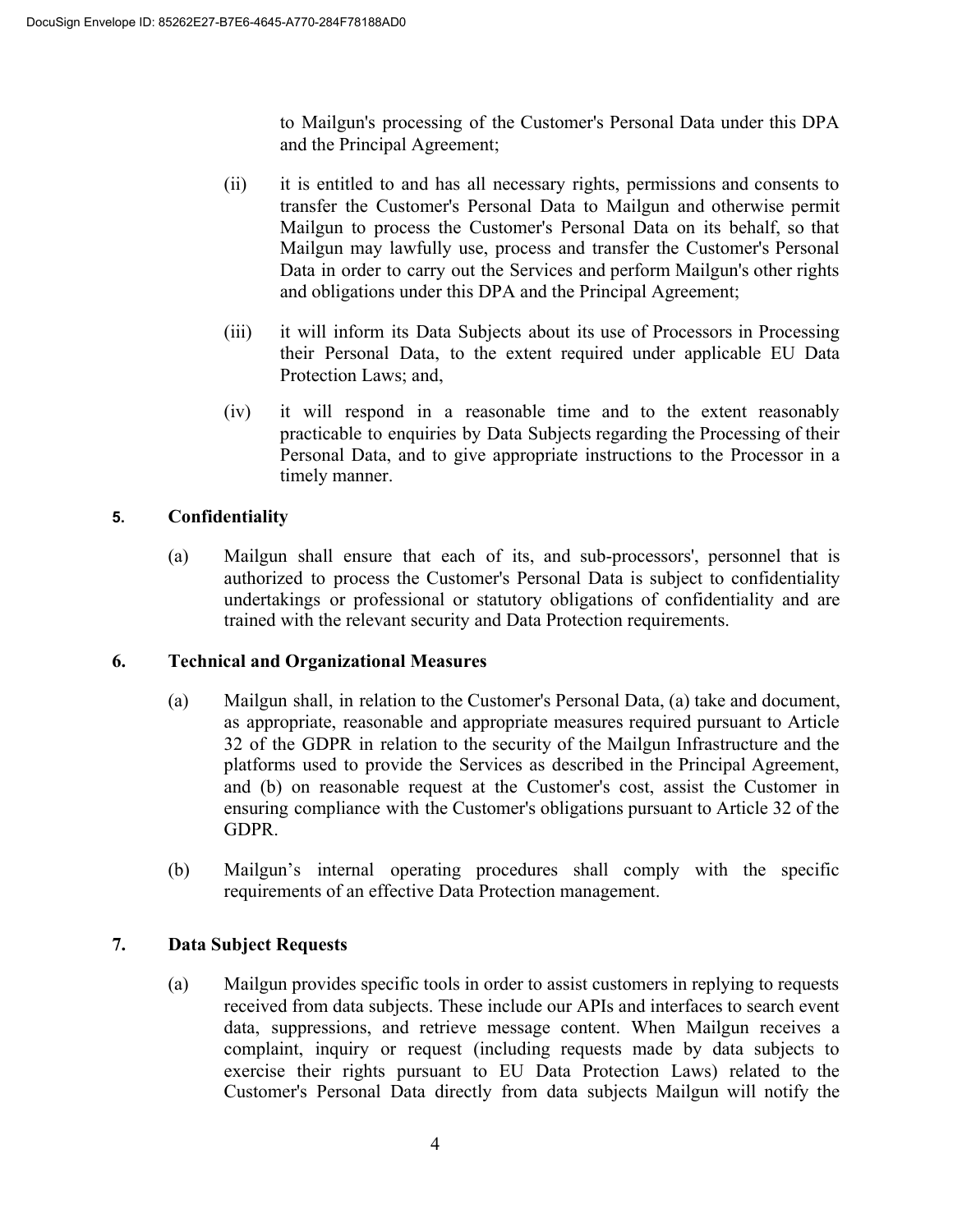to Mailgun's processing of the Customer's Personal Data under this DPA and the Principal Agreement;

(ii) it is entitled to and has all necessary rights, permissions and consents to transfer the Customer's Personal Data to Mailgun and otherwise permit Mailgun to process the Customer's Personal Data on its behalf, so that Mailgun may lawfully use, process and transfer the Customer's Personal Data in order to carry out the Services and perform Mailgun's other rights and obligations under this DPA and the Principal Agreement;

(iii) it will inform its Data Subjects about its use of Processors in Processing their Personal Data, to the extent required under applicable EU Data Protection Laws; and,

(iv) it will respond in a reasonable time and to the extent reasonably practicable to enquiries by Data Subjects regarding the Processing of their Personal Data, and to give appropriate instructions to the Processor in a timely manner.

## 5. Confidentiality

(a) Mailgun shall ensure that each of its, and sub-processors', personnel that is authorized to process the Customer's Personal Data is subject to confidentiality undertakings or professional or statutory obligations of confidentiality and are trained with the relevant security and Data Protection requirements.

## 6. Technical and Organizational Measures

(a) Mailgun shall, in relation to the Customer's Personal Data, (a) take and document, as appropriate, reasonable and appropriate measures required pursuant to Article 32 of the GDPR in relation to the security of the Mailgun Infrastructure and the platforms used to provide the Services as described in the Principal Agreement, and (b) on reasonable request at the Customer's cost, assist the Customer in ensuring compliance with the Customer's obligations pursuant to Article 32 of the GDPR.

(b) Mailgun's internal operating procedures shall comply with the specific requirements of an effective Data Protection management.

## 7. Data Subject Requests

(a) Mailgun provides specific tools in order to assist customers in replying to requests received from data subjects. These include our APIs and interfaces to search event data, suppressions, and retrieve message content. When Mailgun receives a complaint, inquiry or request (including requests made by data subjects to exercise their rights pursuant to EU Data Protection Laws) related to the Customer's Personal Data directly from data subjects Mailgun will notify the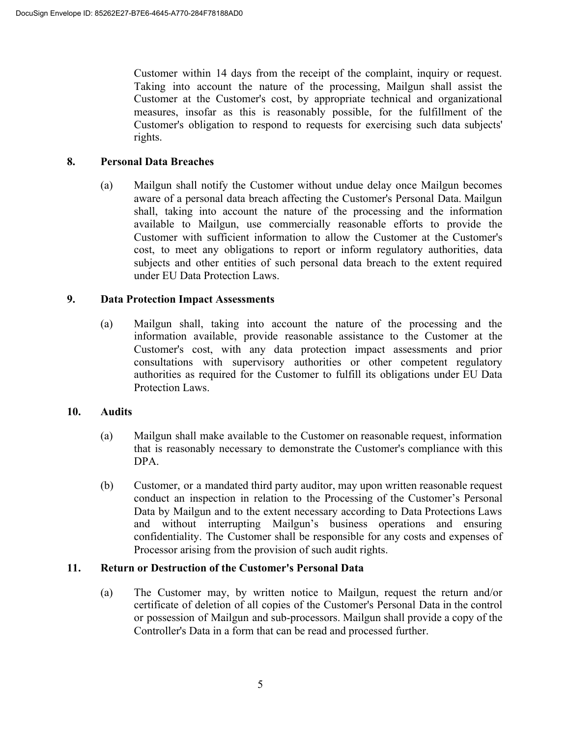Customer within 14 days from the receipt of the complaint, inquiry or request. Taking into account the nature of the processing, Mailgun shall assist the Customer at the Customer's cost, by appropriate technical and organizational measures, insofar as this is reasonably possible, for the fulfillment of the Customer's obligation to respond to requests for exercising such data subjects' rights.

## 8. Personal Data Breaches

(a) Mailgun shall notify the Customer without undue delay once Mailgun becomes aware of a personal data breach affecting the Customer's Personal Data. Mailgun shall, taking into account the nature of the processing and the information available to Mailgun, use commercially reasonable efforts to provide the Customer with sufficient information to allow the Customer at the Customer's cost, to meet any obligations to report or inform regulatory authorities, data subjects and other entities of such personal data breach to the extent required under EU Data Protection Laws.

## 9. Data Protection Impact Assessments

(a) Mailgun shall, taking into account the nature of the processing and the information available, provide reasonable assistance to the Customer at the Customer's cost, with any data protection impact assessments and prior consultations with supervisory authorities or other competent regulatory authorities as required for the Customer to fulfill its obligations under EU Data Protection Laws.

## 10. Audits

(a) Mailgun shall make available to the Customer on reasonable request, information that is reasonably necessary to demonstrate the Customer's compliance with this DPA.

(b) Customer, or a mandated third party auditor, may upon written reasonable request conduct an inspection in relation to the Processing of the Customer's Personal Data by Mailgun and to the extent necessary according to Data Protections Laws and without interrupting Mailgun's business operations and ensuring confidentiality. The Customer shall be responsible for any costs and expenses of Processor arising from the provision of such audit rights.

## 11. Return or Destruction of the Customer's Personal Data

(a) The Customer may, by written notice to Mailgun, request the return and/or certificate of deletion of all copies of the Customer's Personal Data in the control or possession of Mailgun and sub-processors. Mailgun shall provide a copy of the Controller's Data in a form that can be read and processed further.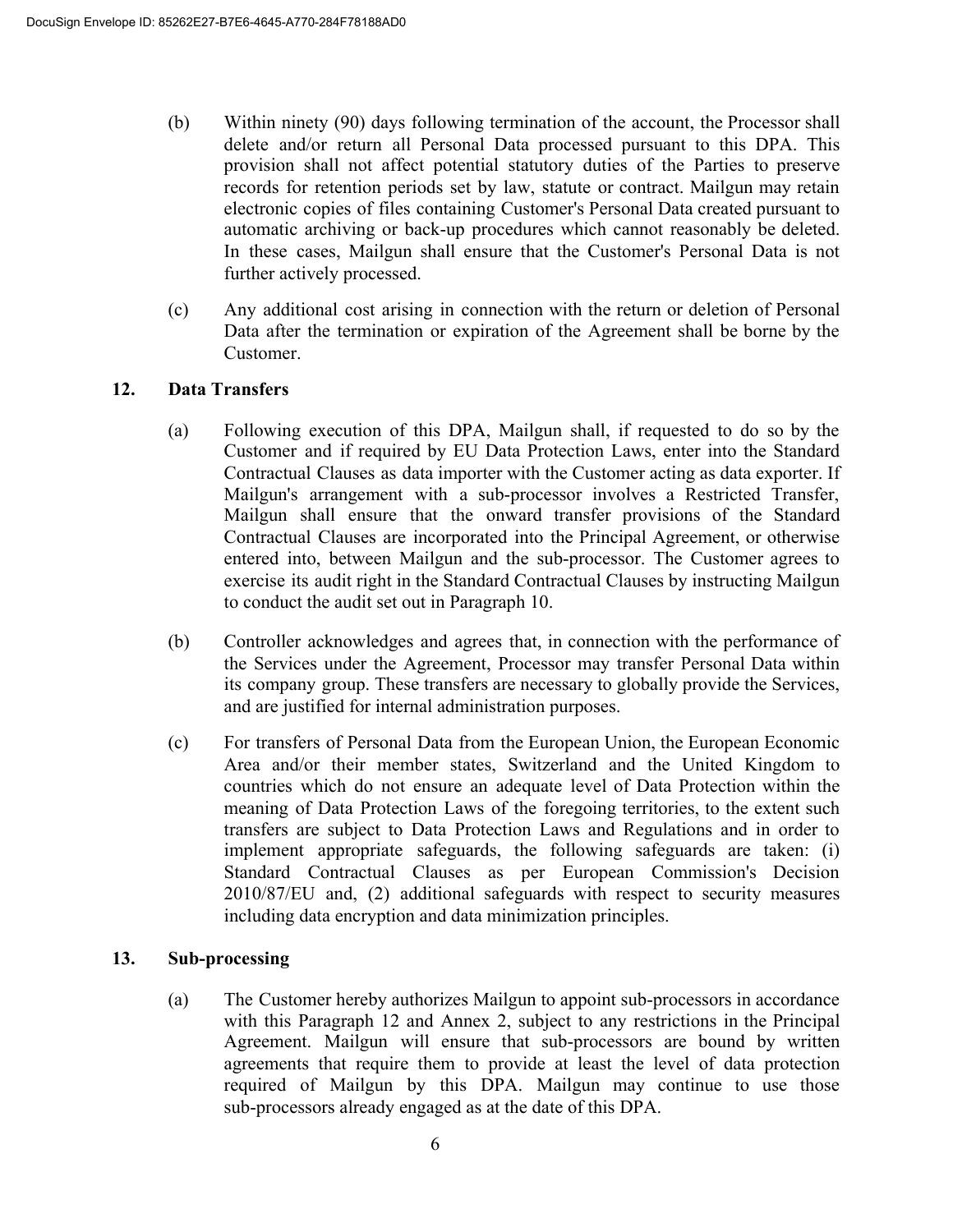(b) Within ninety (90) days following termination of the account, the Processor shall delete and/or return all Personal Data processed pursuant to this DPA. This provision shall not affect potential statutory duties of the Parties to preserve records for retention periods set by law, statute or contract. Mailgun may retain electronic copies of files containing Customer's Personal Data created pursuant to automatic archiving or back-up procedures which cannot reasonably be deleted. In these cases, Mailgun shall ensure that the Customer's Personal Data is not further actively processed.

(c) Any additional cost arising in connection with the return or deletion of Personal Data after the termination or expiration of the Agreement shall be borne by the Customer.

## 12. Data Transfers

(a) Following execution of this DPA, Mailgun shall, if requested to do so by the Customer and if required by EU Data Protection Laws, enter into the Standard Contractual Clauses as data importer with the Customer acting as data exporter. If Mailgun's arrangement with a sub-processor involves a Restricted Transfer, Mailgun shall ensure that the onward transfer provisions of the Standard Contractual Clauses are incorporated into the Principal Agreement, or otherwise entered into, between Mailgun and the sub-processor. The Customer agrees to exercise its audit right in the Standard Contractual Clauses by instructing Mailgun to conduct the audit set out in Paragraph 10.

(b) Controller acknowledges and agrees that, in connection with the performance of the Services under the Agreement, Processor may transfer Personal Data within its company group. These transfers are necessary to globally provide the Services, and are justified for internal administration purposes.

(c) For transfers of Personal Data from the European Union, the European Economic Area and/or their member states, Switzerland and the United Kingdom to countries which do not ensure an adequate level of Data Protection within the meaning of Data Protection Laws of the foregoing territories, to the extent such transfers are subject to Data Protection Laws and Regulations and in order to implement appropriate safeguards, the following safeguards are taken: (i) Standard Contractual Clauses as per European Commission's Decision 2010/87/EU and, (2) additional safeguards with respect to security measures including data encryption and data minimization principles.

## 13. Sub-processing

(a) The Customer hereby authorizes Mailgun to appoint sub-processors in accordance with this Paragraph 12 and Annex 2, subject to any restrictions in the Principal Agreement. Mailgun will ensure that sub-processors are bound by written agreements that require them to provide at least the level of data protection required of Mailgun by this DPA. Mailgun may continue to use those sub-processors already engaged as at the date of this DPA.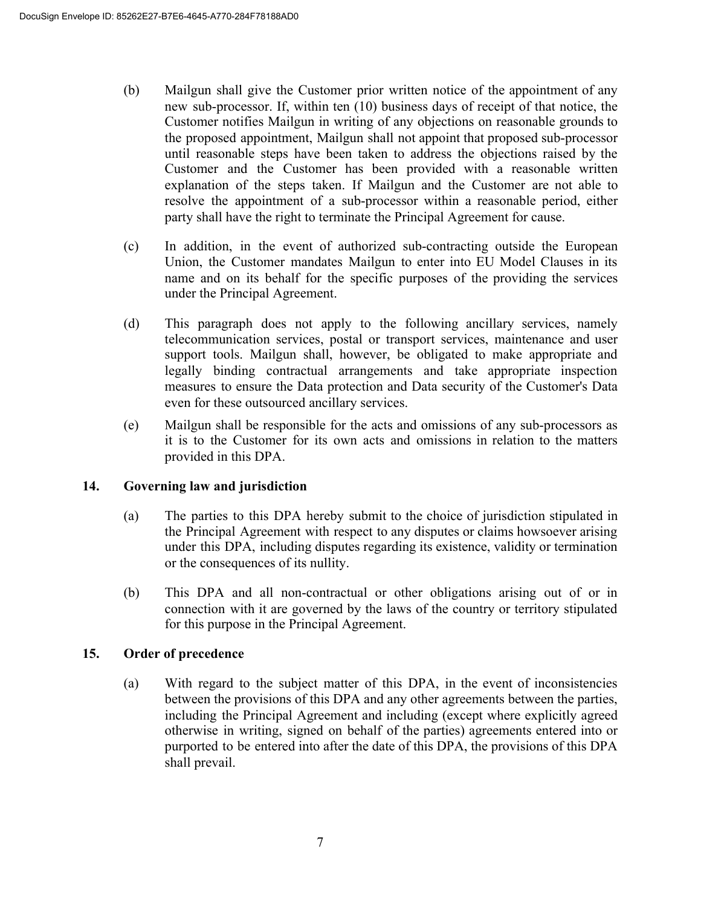(b) Mailgun shall give the Customer prior written notice of the appointment of any new sub-processor. If, within ten (10) business days of receipt of that notice, the Customer notifies Mailgun in writing of any objections on reasonable grounds to the proposed appointment, Mailgun shall not appoint that proposed sub-processor until reasonable steps have been taken to address the objections raised by the Customer and the Customer has been provided with a reasonable written explanation of the steps taken. If Mailgun and the Customer are not able to resolve the appointment of a sub-processor within a reasonable period, either party shall have the right to terminate the Principal Agreement for cause.

(c) In addition, in the event of authorized sub-contracting outside the European Union, the Customer mandates Mailgun to enter into EU Model Clauses in its name and on its behalf for the specific purposes of the providing the services under the Principal Agreement.

(d) This paragraph does not apply to the following ancillary services, namely telecommunication services, postal or transport services, maintenance and user support tools. Mailgun shall, however, be obligated to make appropriate and legally binding contractual arrangements and take appropriate inspection measures to ensure the Data protection and Data security of the Customer's Data even for these outsourced ancillary services.

(e) Mailgun shall be responsible for the acts and omissions of any sub-processors as it is to the Customer for its own acts and omissions in relation to the matters provided in this DPA.

## 14. Governing law and jurisdiction

(a) The parties to this DPA hereby submit to the choice of jurisdiction stipulated in the Principal Agreement with respect to any disputes or claims howsoever arising under this DPA, including disputes regarding its existence, validity or termination or the consequences of its nullity.

(b) This DPA and all non-contractual or other obligations arising out of or in connection with it are governed by the laws of the country or territory stipulated for this purpose in the Principal Agreement.

## 15. Order of precedence

(a) With regard to the subject matter of this DPA, in the event of inconsistencies between the provisions of this DPA and any other agreements between the parties, including the Principal Agreement and including (except where explicitly agreed otherwise in writing, signed on behalf of the parties) agreements entered into or purported to be entered into after the date of this DPA, the provisions of this DPA shall prevail.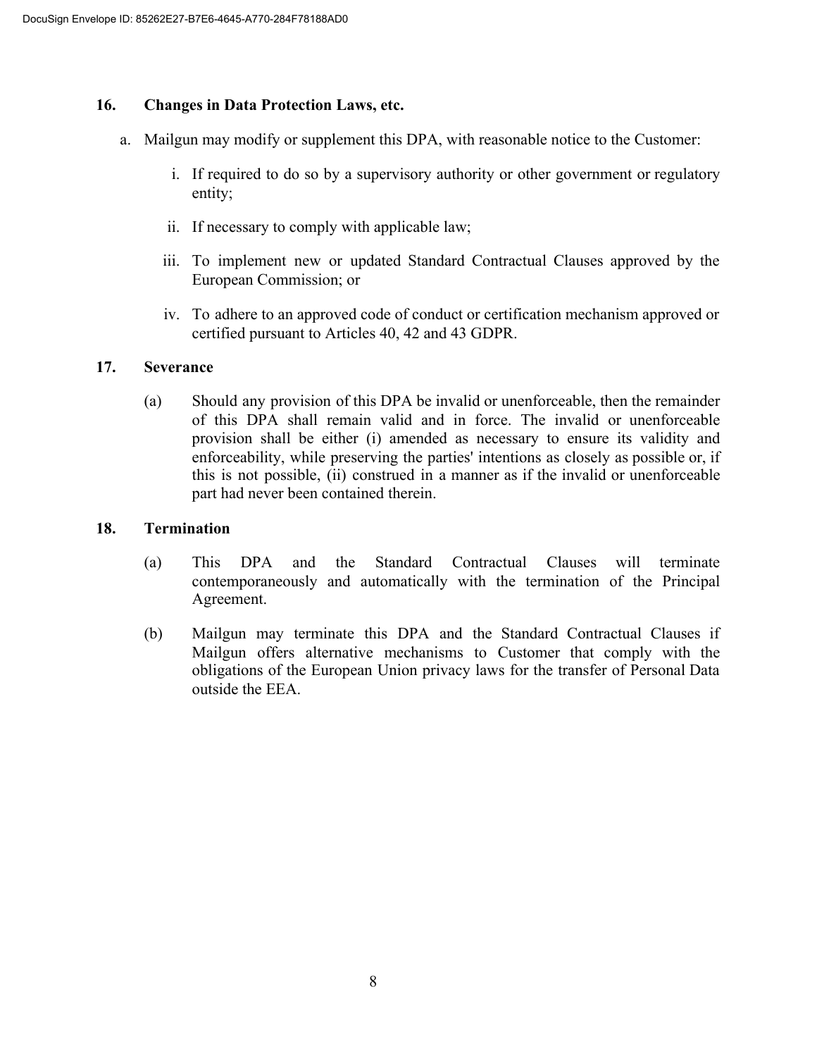## 16. Changes in Data Protection Laws, etc.

a. Mailgun may modify or supplement this DPA, with reasonable notice to the Customer:

   i. If required to do so by a supervisory authority or other government or regulatory entity;

   ii. If necessary to comply with applicable law;

   iii. To implement new or updated Standard Contractual Clauses approved by the European Commission; or

   iv. To adhere to an approved code of conduct or certification mechanism approved or certified pursuant to Articles 40, 42 and 43 GDPR.

## 17. Severance

(a) Should any provision of this DPA be invalid or unenforceable, then the remainder of this DPA shall remain valid and in force. The invalid or unenforceable provision shall be either (i) amended as necessary to ensure its validity and enforceability, while preserving the parties' intentions as closely as possible or, if this is not possible, (ii) construed in a manner as if the invalid or unenforceable part had never been contained therein.

## 18. Termination

(a) This DPA and the Standard Contractual Clauses will terminate contemporaneously and automatically with the termination of the Principal Agreement.

(b) Mailgun may terminate this DPA and the Standard Contractual Clauses if Mailgun offers alternative mechanisms to Customer that comply with the obligations of the European Union privacy laws for the transfer of Personal Data outside the EEA.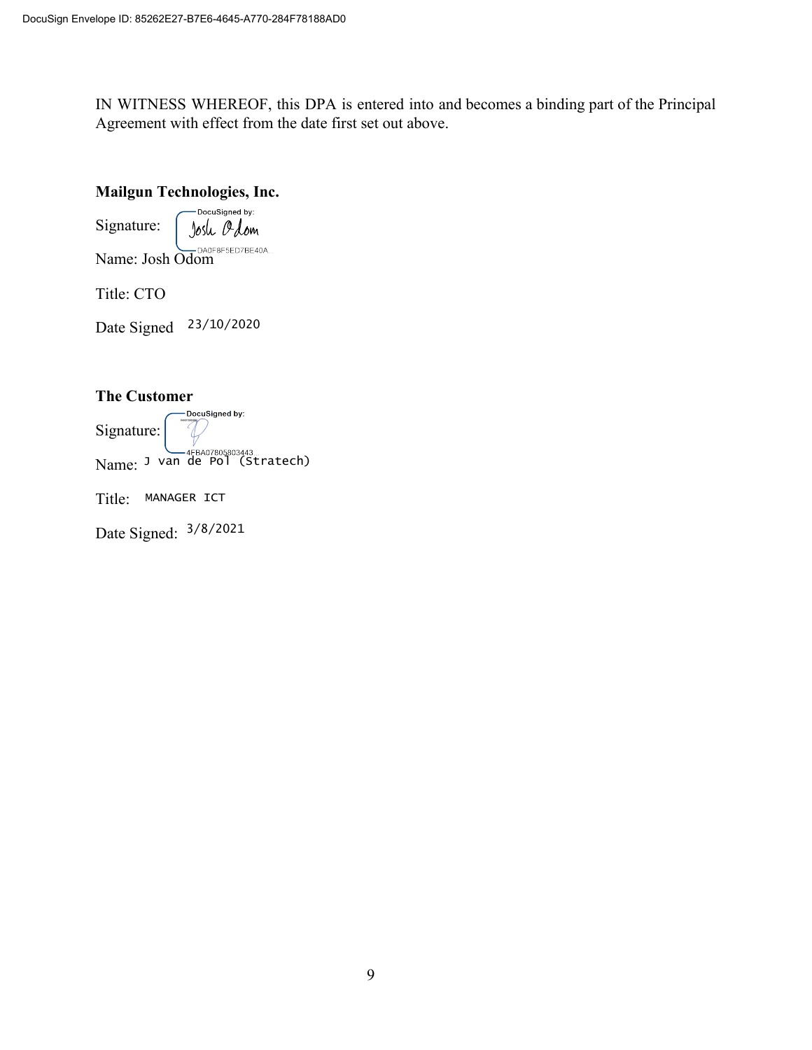DocuSign Envelope ID: 85262E27-B7E6-4645-A770-284F78188AD0

IN WITNESS WHEREOF, this DPA is entered into and becomes a binding part of the Principal Agreement with effect from the date first set out above.

**Mailgun Technologies, Inc.**

Signature: DocuSigned by: Josh Odom DA0F8F5ED7BE40A

Name: Josh Odom

Title: CTO

Date Signed 23/10/2020

**The Customer**

Signature: DocuSigned by: 4FBA07805803443

Name: J van de Pol (Stratech)

Title: MANAGER ICT

Date Signed: 3/8/2021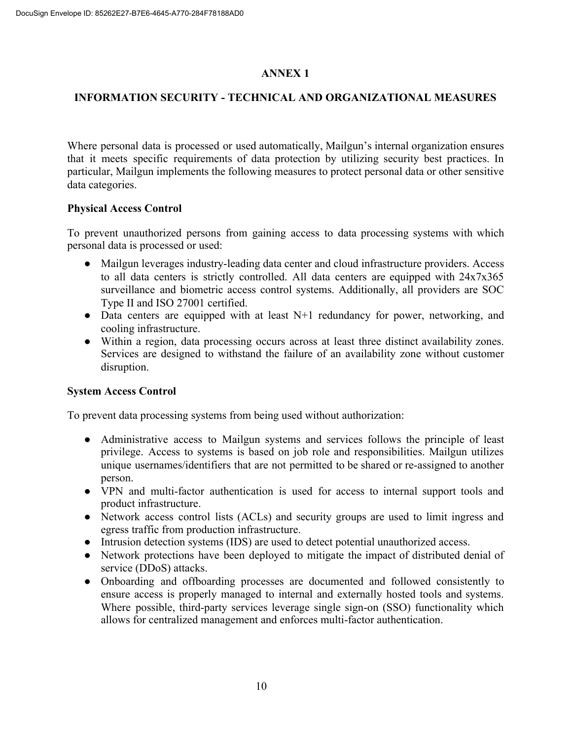# ANNEX 1

## INFORMATION SECURITY - TECHNICAL AND ORGANIZATIONAL MEASURES

Where personal data is processed or used automatically, Mailgun's internal organization ensures that it meets specific requirements of data protection by utilizing security best practices. In particular, Mailgun implements the following measures to protect personal data or other sensitive data categories.

**Physical Access Control**

To prevent unauthorized persons from gaining access to data processing systems with which personal data is processed or used:

- Mailgun leverages industry-leading data center and cloud infrastructure providers. Access to all data centers is strictly controlled. All data centers are equipped with 24x7x365 surveillance and biometric access control systems. Additionally, all providers are SOC Type II and ISO 27001 certified.
- Data centers are equipped with at least N+1 redundancy for power, networking, and cooling infrastructure.
- Within a region, data processing occurs across at least three distinct availability zones. Services are designed to withstand the failure of an availability zone without customer disruption.

**System Access Control**

To prevent data processing systems from being used without authorization:

- Administrative access to Mailgun systems and services follows the principle of least privilege. Access to systems is based on job role and responsibilities. Mailgun utilizes unique usernames/identifiers that are not permitted to be shared or re-assigned to another person.
- VPN and multi-factor authentication is used for access to internal support tools and product infrastructure.
- Network access control lists (ACLs) and security groups are used to limit ingress and egress traffic from production infrastructure.
- Intrusion detection systems (IDS) are used to detect potential unauthorized access.
- Network protections have been deployed to mitigate the impact of distributed denial of service (DDoS) attacks.
- Onboarding and offboarding processes are documented and followed consistently to ensure access is properly managed to internal and externally hosted tools and systems. Where possible, third-party services leverage single sign-on (SSO) functionality which allows for centralized management and enforces multi-factor authentication.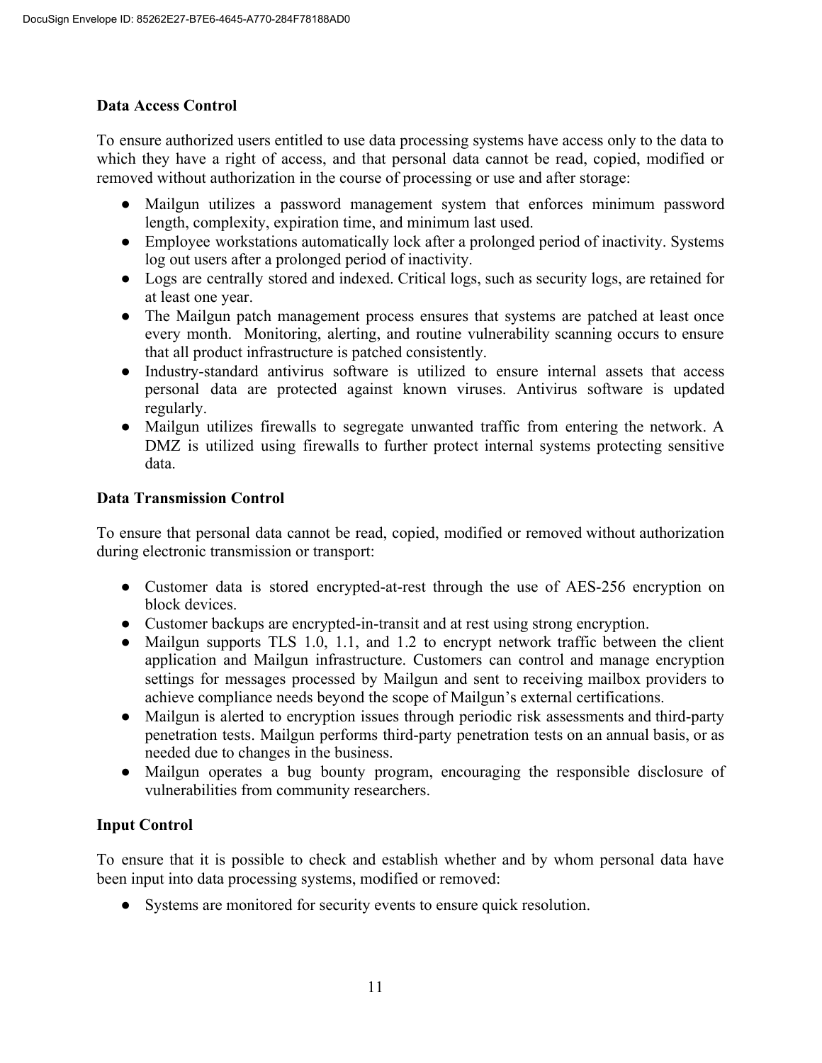**Data Access Control**

To ensure authorized users entitled to use data processing systems have access only to the data to which they have a right of access, and that personal data cannot be read, copied, modified or removed without authorization in the course of processing or use and after storage:

- Mailgun utilizes a password management system that enforces minimum password length, complexity, expiration time, and minimum last used.
- Employee workstations automatically lock after a prolonged period of inactivity. Systems log out users after a prolonged period of inactivity.
- Logs are centrally stored and indexed. Critical logs, such as security logs, are retained for at least one year.
- The Mailgun patch management process ensures that systems are patched at least once every month. Monitoring, alerting, and routine vulnerability scanning occurs to ensure that all product infrastructure is patched consistently.
- Industry-standard antivirus software is utilized to ensure internal assets that access personal data are protected against known viruses. Antivirus software is updated regularly.
- Mailgun utilizes firewalls to segregate unwanted traffic from entering the network. A DMZ is utilized using firewalls to further protect internal systems protecting sensitive data.

**Data Transmission Control**

To ensure that personal data cannot be read, copied, modified or removed without authorization during electronic transmission or transport:

- Customer data is stored encrypted-at-rest through the use of AES-256 encryption on block devices.
- Customer backups are encrypted-in-transit and at rest using strong encryption.
- Mailgun supports TLS 1.0, 1.1, and 1.2 to encrypt network traffic between the client application and Mailgun infrastructure. Customers can control and manage encryption settings for messages processed by Mailgun and sent to receiving mailbox providers to achieve compliance needs beyond the scope of Mailgun's external certifications.
- Mailgun is alerted to encryption issues through periodic risk assessments and third-party penetration tests. Mailgun performs third-party penetration tests on an annual basis, or as needed due to changes in the business.
- Mailgun operates a bug bounty program, encouraging the responsible disclosure of vulnerabilities from community researchers.

**Input Control**

To ensure that it is possible to check and establish whether and by whom personal data have been input into data processing systems, modified or removed:

- Systems are monitored for security events to ensure quick resolution.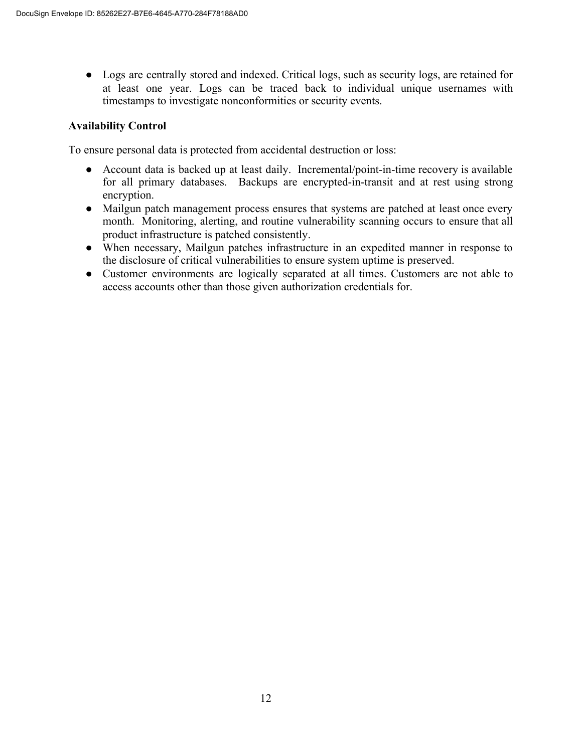- Logs are centrally stored and indexed. Critical logs, such as security logs, are retained for at least one year. Logs can be traced back to individual unique usernames with timestamps to investigate nonconformities or security events.

**Availability Control**

To ensure personal data is protected from accidental destruction or loss:

- Account data is backed up at least daily. Incremental/point-in-time recovery is available for all primary databases. Backups are encrypted-in-transit and at rest using strong encryption.
- Mailgun patch management process ensures that systems are patched at least once every month. Monitoring, alerting, and routine vulnerability scanning occurs to ensure that all product infrastructure is patched consistently.
- When necessary, Mailgun patches infrastructure in an expedited manner in response to the disclosure of critical vulnerabilities to ensure system uptime is preserved.
- Customer environments are logically separated at all times. Customers are not able to access accounts other than those given authorization credentials for.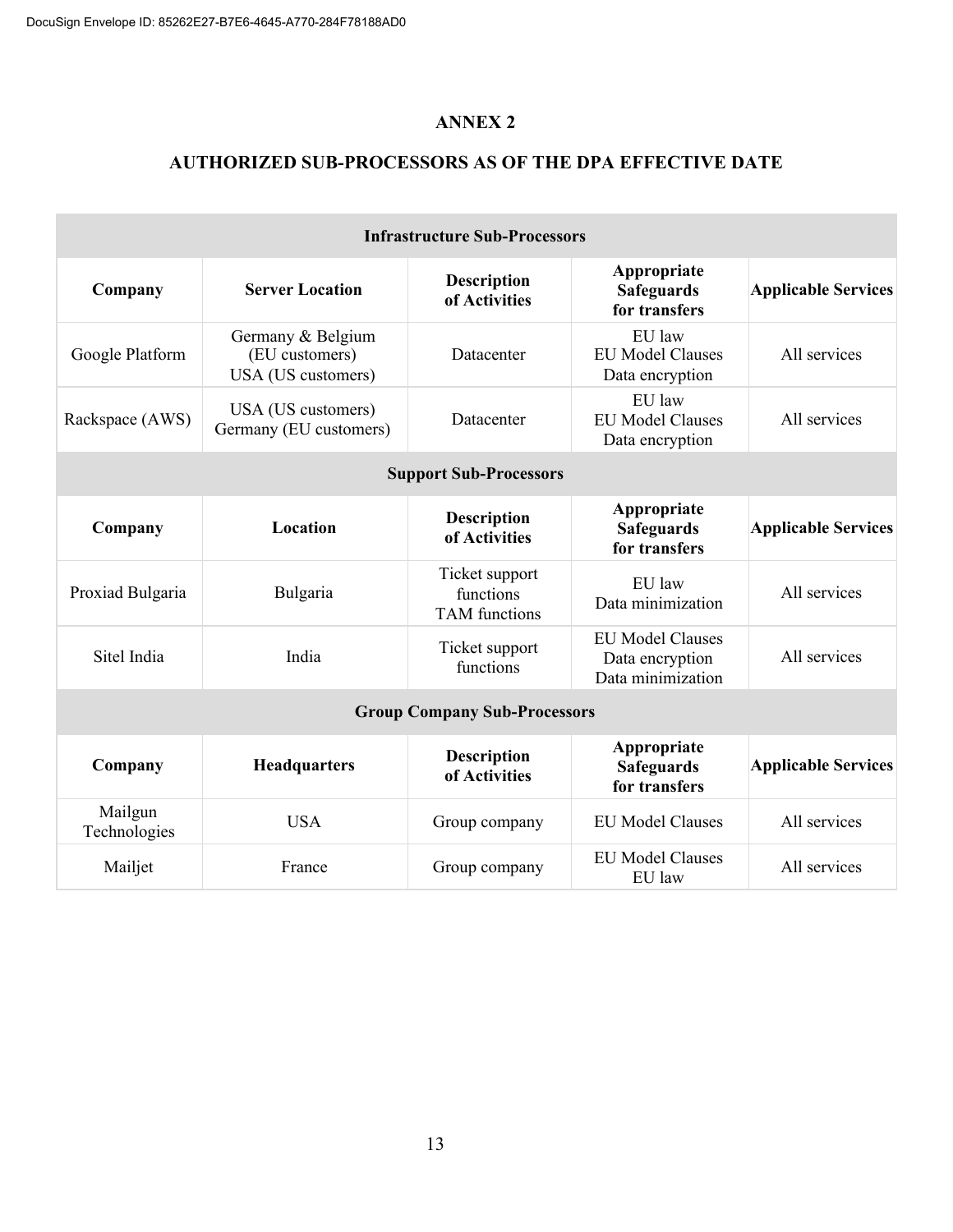# ANNEX 2

## AUTHORIZED SUB-PROCESSORS AS OF THE DPA EFFECTIVE DATE

| **Infrastructure Sub-Processors** | | | | |
|---|---|---|---|---|
| **Company** | **Server Location** | **Description of Activities** | **Appropriate Safeguards for transfers** | **Applicable Services** |
| Google Platform | Germany & Belgium (EU customers)<br>USA (US customers) | Datacenter | EU law<br>EU Model Clauses<br>Data encryption | All services |
| Rackspace (AWS) | USA (US customers)<br>Germany (EU customers) | Datacenter | EU law<br>EU Model Clauses<br>Data encryption | All services |
| **Support Sub-Processors** | | | | |
| **Company** | **Location** | **Description of Activities** | **Appropriate Safeguards for transfers** | **Applicable Services** |
| Proxiad Bulgaria | Bulgaria | Ticket support functions<br>TAM functions | EU law<br>Data minimization | All services |
| Sitel India | India | Ticket support functions | EU Model Clauses<br>Data encryption<br>Data minimization | All services |
| **Group Company Sub-Processors** | | | | |
| **Company** | **Headquarters** | **Description of Activities** | **Appropriate Safeguards for transfers** | **Applicable Services** |
| Mailgun Technologies | USA | Group company | EU Model Clauses | All services |
| Mailjet | France | Group company | EU Model Clauses<br>EU law | All services |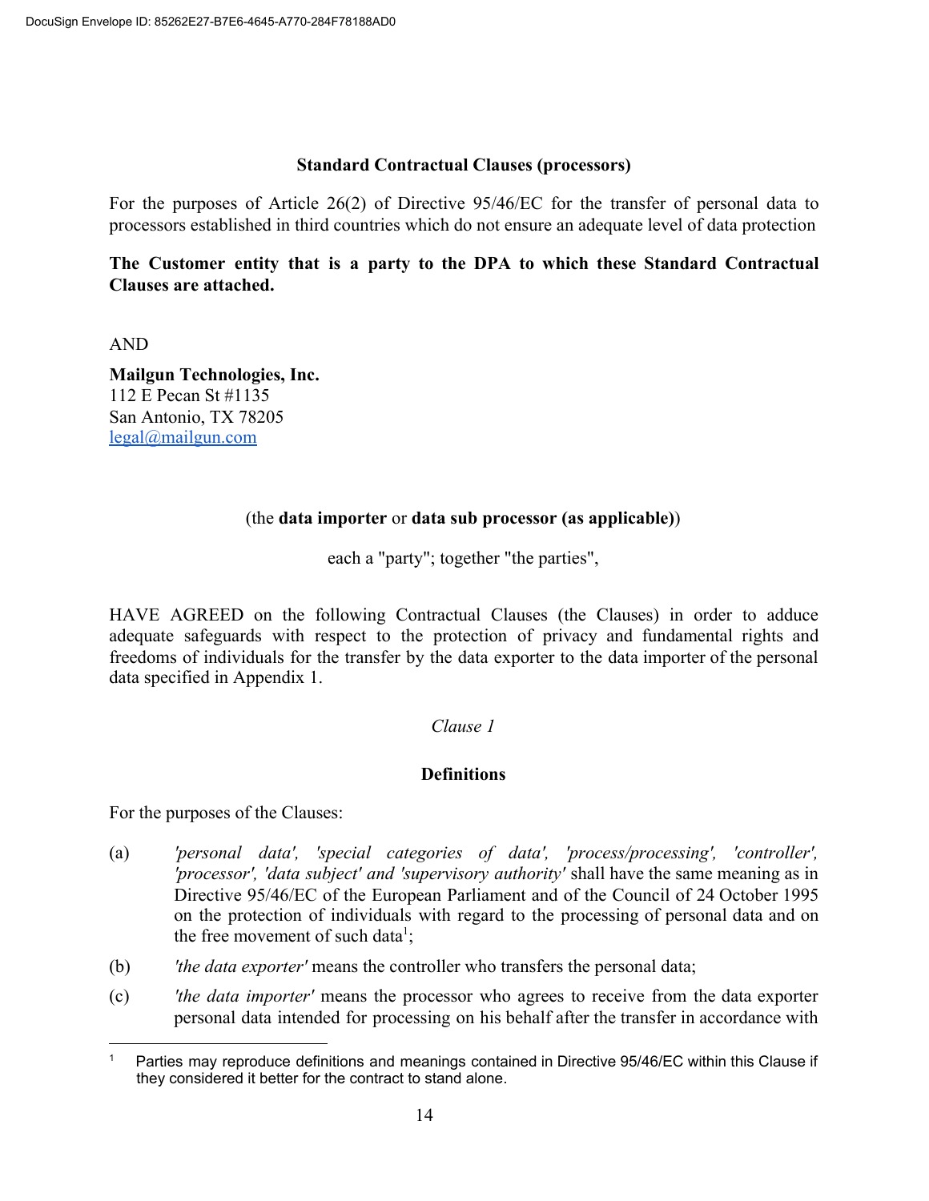**Standard Contractual Clauses (processors)**

For the purposes of Article 26(2) of Directive 95/46/EC for the transfer of personal data to processors established in third countries which do not ensure an adequate level of data protection

**The Customer entity that is a party to the DPA to which these Standard Contractual Clauses are attached.**

AND

**Mailgun Technologies, Inc.**
112 E Pecan St #1135
San Antonio, TX 78205
legal@mailgun.com

(the **data importer** or **data sub processor (as applicable)**)

each a "party"; together "the parties",

HAVE AGREED on the following Contractual Clauses (the Clauses) in order to adduce adequate safeguards with respect to the protection of privacy and fundamental rights and freedoms of individuals for the transfer by the data exporter to the data importer of the personal data specified in Appendix 1.

*Clause 1*

**Definitions**

For the purposes of the Clauses:

(a) *'personal data', 'special categories of data', 'process/processing', 'controller', 'processor', 'data subject' and 'supervisory authority'* shall have the same meaning as in Directive 95/46/EC of the European Parliament and of the Council of 24 October 1995 on the protection of individuals with regard to the processing of personal data and on the free movement of such data[1];

(b) *'the data exporter'* means the controller who transfers the personal data;

(c) *'the data importer'* means the processor who agrees to receive from the data exporter personal data intended for processing on his behalf after the transfer in accordance with

[1] Parties may reproduce definitions and meanings contained in Directive 95/46/EC within this Clause if they considered it better for the contract to stand alone.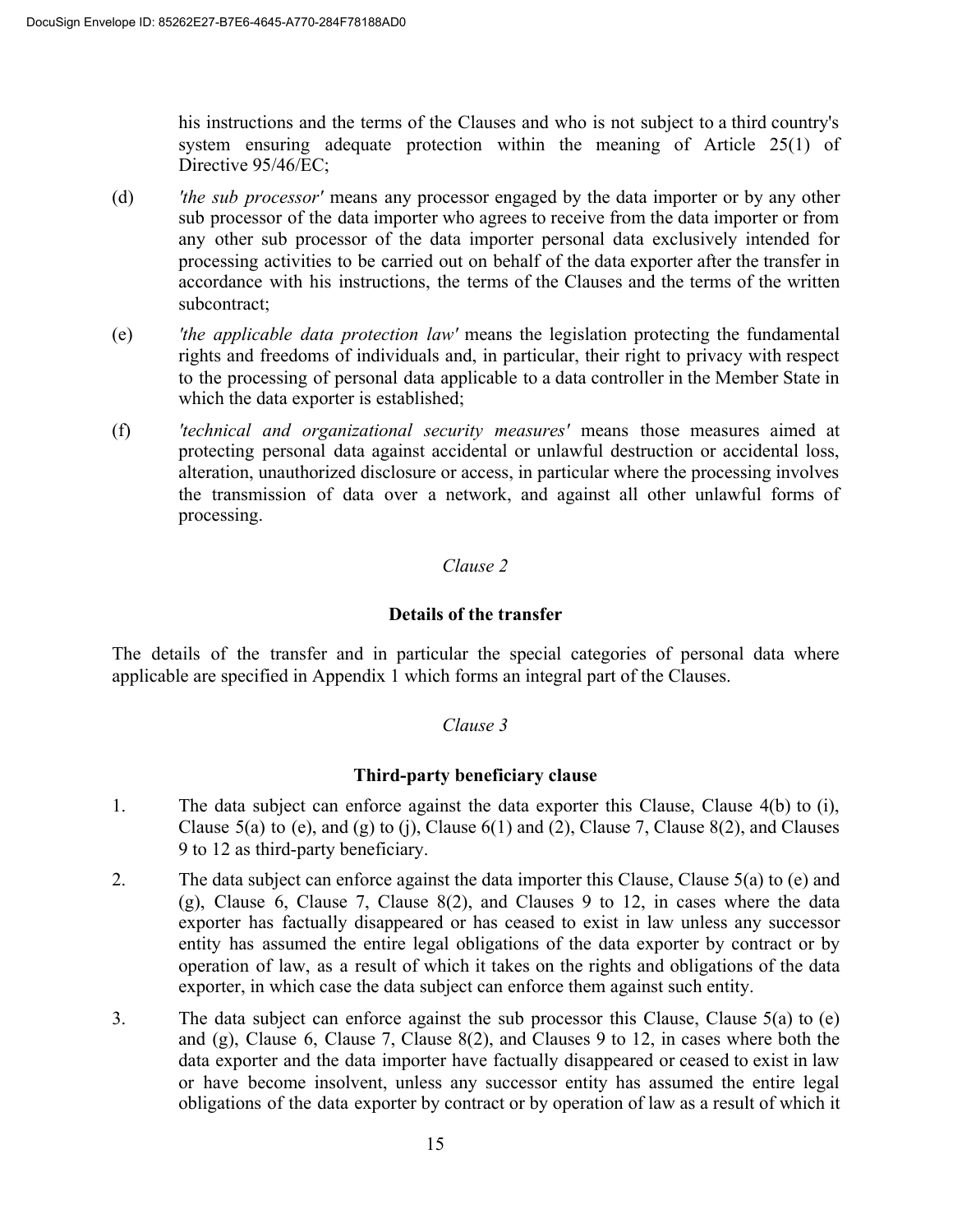his instructions and the terms of the Clauses and who is not subject to a third country's system ensuring adequate protection within the meaning of Article 25(1) of Directive 95/46/EC;

(d) *'the sub processor'* means any processor engaged by the data importer or by any other sub processor of the data importer who agrees to receive from the data importer or from any other sub processor of the data importer personal data exclusively intended for processing activities to be carried out on behalf of the data exporter after the transfer in accordance with his instructions, the terms of the Clauses and the terms of the written subcontract;

(e) *'the applicable data protection law'* means the legislation protecting the fundamental rights and freedoms of individuals and, in particular, their right to privacy with respect to the processing of personal data applicable to a data controller in the Member State in which the data exporter is established;

(f) *'technical and organizational security measures'* means those measures aimed at protecting personal data against accidental or unlawful destruction or accidental loss, alteration, unauthorized disclosure or access, in particular where the processing involves the transmission of data over a network, and against all other unlawful forms of processing.

*Clause 2*

**Details of the transfer**

The details of the transfer and in particular the special categories of personal data where applicable are specified in Appendix 1 which forms an integral part of the Clauses.

*Clause 3*

**Third-party beneficiary clause**

1. The data subject can enforce against the data exporter this Clause, Clause 4(b) to (i), Clause 5(a) to (e), and (g) to (j), Clause 6(1) and (2), Clause 7, Clause 8(2), and Clauses 9 to 12 as third-party beneficiary.

2. The data subject can enforce against the data importer this Clause, Clause 5(a) to (e) and (g), Clause 6, Clause 7, Clause 8(2), and Clauses 9 to 12, in cases where the data exporter has factually disappeared or has ceased to exist in law unless any successor entity has assumed the entire legal obligations of the data exporter by contract or by operation of law, as a result of which it takes on the rights and obligations of the data exporter, in which case the data subject can enforce them against such entity.

3. The data subject can enforce against the sub processor this Clause, Clause 5(a) to (e) and (g), Clause 6, Clause 7, Clause 8(2), and Clauses 9 to 12, in cases where both the data exporter and the data importer have factually disappeared or ceased to exist in law or have become insolvent, unless any successor entity has assumed the entire legal obligations of the data exporter by contract or by operation of law as a result of which it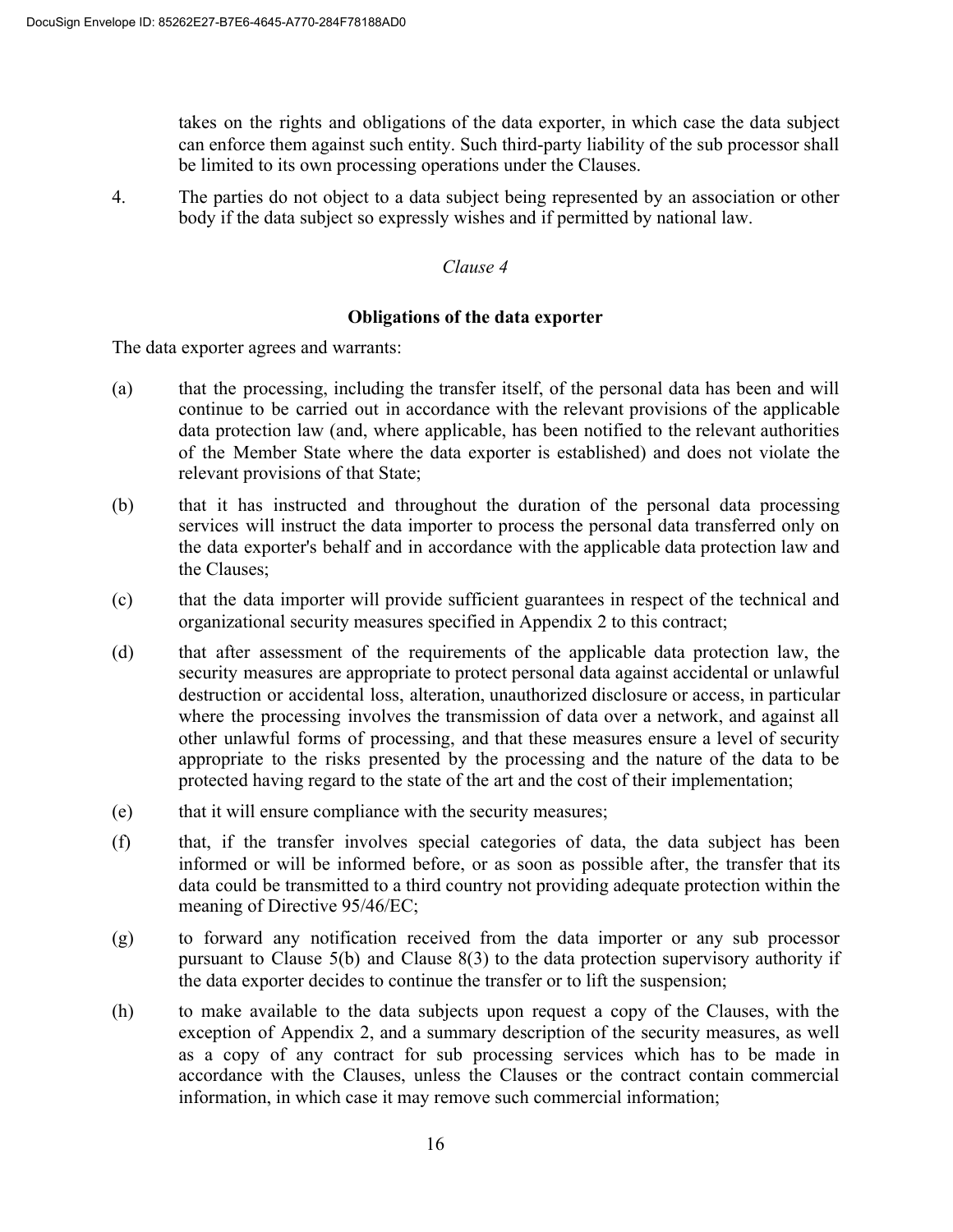takes on the rights and obligations of the data exporter, in which case the data subject can enforce them against such entity. Such third-party liability of the sub processor shall be limited to its own processing operations under the Clauses.

4. The parties do not object to a data subject being represented by an association or other body if the data subject so expressly wishes and if permitted by national law.

*Clause 4*

**Obligations of the data exporter**

The data exporter agrees and warrants:

(a) that the processing, including the transfer itself, of the personal data has been and will continue to be carried out in accordance with the relevant provisions of the applicable data protection law (and, where applicable, has been notified to the relevant authorities of the Member State where the data exporter is established) and does not violate the relevant provisions of that State;

(b) that it has instructed and throughout the duration of the personal data processing services will instruct the data importer to process the personal data transferred only on the data exporter's behalf and in accordance with the applicable data protection law and the Clauses;

(c) that the data importer will provide sufficient guarantees in respect of the technical and organizational security measures specified in Appendix 2 to this contract;

(d) that after assessment of the requirements of the applicable data protection law, the security measures are appropriate to protect personal data against accidental or unlawful destruction or accidental loss, alteration, unauthorized disclosure or access, in particular where the processing involves the transmission of data over a network, and against all other unlawful forms of processing, and that these measures ensure a level of security appropriate to the risks presented by the processing and the nature of the data to be protected having regard to the state of the art and the cost of their implementation;

(e) that it will ensure compliance with the security measures;

(f) that, if the transfer involves special categories of data, the data subject has been informed or will be informed before, or as soon as possible after, the transfer that its data could be transmitted to a third country not providing adequate protection within the meaning of Directive 95/46/EC;

(g) to forward any notification received from the data importer or any sub processor pursuant to Clause 5(b) and Clause 8(3) to the data protection supervisory authority if the data exporter decides to continue the transfer or to lift the suspension;

(h) to make available to the data subjects upon request a copy of the Clauses, with the exception of Appendix 2, and a summary description of the security measures, as well as a copy of any contract for sub processing services which has to be made in accordance with the Clauses, unless the Clauses or the contract contain commercial information, in which case it may remove such commercial information;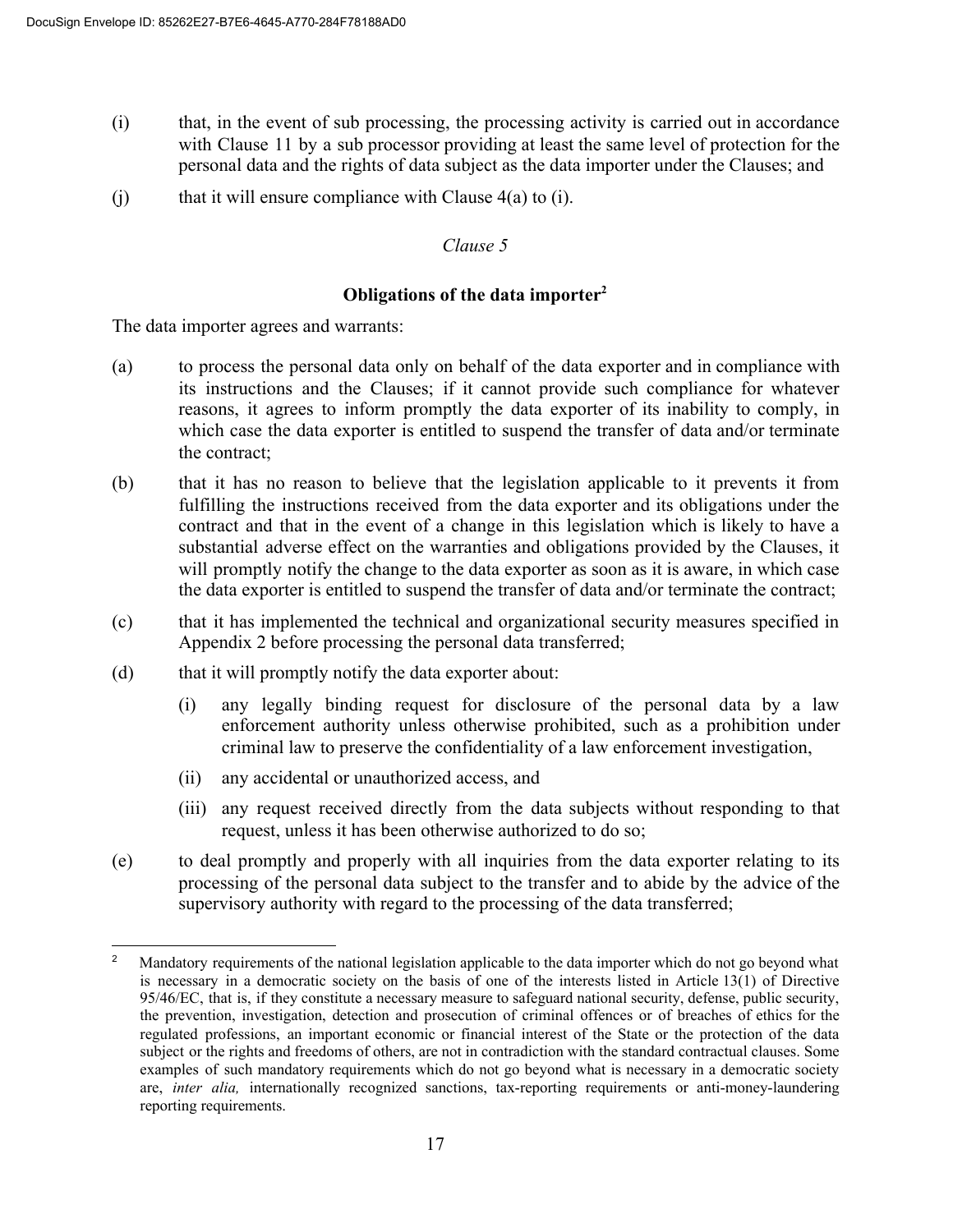(i) that, in the event of sub processing, the processing activity is carried out in accordance with Clause 11 by a sub processor providing at least the same level of protection for the personal data and the rights of data subject as the data importer under the Clauses; and

(j) that it will ensure compliance with Clause 4(a) to (i).

*Clause 5*

**Obligations of the data importer**[2]

The data importer agrees and warrants:

(a) to process the personal data only on behalf of the data exporter and in compliance with its instructions and the Clauses; if it cannot provide such compliance for whatever reasons, it agrees to inform promptly the data exporter of its inability to comply, in which case the data exporter is entitled to suspend the transfer of data and/or terminate the contract;

(b) that it has no reason to believe that the legislation applicable to it prevents it from fulfilling the instructions received from the data exporter and its obligations under the contract and that in the event of a change in this legislation which is likely to have a substantial adverse effect on the warranties and obligations provided by the Clauses, it will promptly notify the change to the data exporter as soon as it is aware, in which case the data exporter is entitled to suspend the transfer of data and/or terminate the contract;

(c) that it has implemented the technical and organizational security measures specified in Appendix 2 before processing the personal data transferred;

(d) that it will promptly notify the data exporter about:

  (i) any legally binding request for disclosure of the personal data by a law enforcement authority unless otherwise prohibited, such as a prohibition under criminal law to preserve the confidentiality of a law enforcement investigation,

  (ii) any accidental or unauthorized access, and

  (iii) any request received directly from the data subjects without responding to that request, unless it has been otherwise authorized to do so;

(e) to deal promptly and properly with all inquiries from the data exporter relating to its processing of the personal data subject to the transfer and to abide by the advice of the supervisory authority with regard to the processing of the data transferred;

---

[2] Mandatory requirements of the national legislation applicable to the data importer which do not go beyond what is necessary in a democratic society on the basis of one of the interests listed in Article 13(1) of Directive 95/46/EC, that is, if they constitute a necessary measure to safeguard national security, defense, public security, the prevention, investigation, detection and prosecution of criminal offences or of breaches of ethics for the regulated professions, an important economic or financial interest of the State or the protection of the data subject or the rights and freedoms of others, are not in contradiction with the standard contractual clauses. Some examples of such mandatory requirements which do not go beyond what is necessary in a democratic society are, *inter alia,* internationally recognized sanctions, tax-reporting requirements or anti-money-laundering reporting requirements.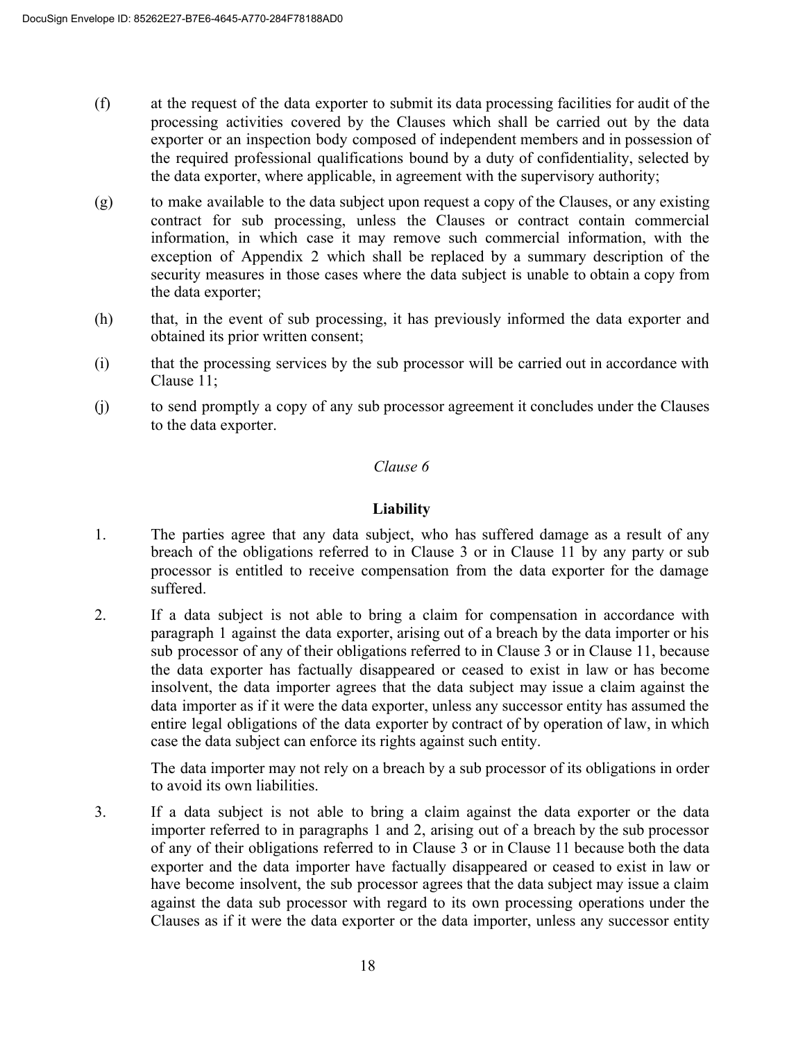(f) at the request of the data exporter to submit its data processing facilities for audit of the processing activities covered by the Clauses which shall be carried out by the data exporter or an inspection body composed of independent members and in possession of the required professional qualifications bound by a duty of confidentiality, selected by the data exporter, where applicable, in agreement with the supervisory authority;

(g) to make available to the data subject upon request a copy of the Clauses, or any existing contract for sub processing, unless the Clauses or contract contain commercial information, in which case it may remove such commercial information, with the exception of Appendix 2 which shall be replaced by a summary description of the security measures in those cases where the data subject is unable to obtain a copy from the data exporter;

(h) that, in the event of sub processing, it has previously informed the data exporter and obtained its prior written consent;

(i) that the processing services by the sub processor will be carried out in accordance with Clause 11;

(j) to send promptly a copy of any sub processor agreement it concludes under the Clauses to the data exporter.

*Clause 6*

**Liability**

1. The parties agree that any data subject, who has suffered damage as a result of any breach of the obligations referred to in Clause 3 or in Clause 11 by any party or sub processor is entitled to receive compensation from the data exporter for the damage suffered.

2. If a data subject is not able to bring a claim for compensation in accordance with paragraph 1 against the data exporter, arising out of a breach by the data importer or his sub processor of any of their obligations referred to in Clause 3 or in Clause 11, because the data exporter has factually disappeared or ceased to exist in law or has become insolvent, the data importer agrees that the data subject may issue a claim against the data importer as if it were the data exporter, unless any successor entity has assumed the entire legal obligations of the data exporter by contract of by operation of law, in which case the data subject can enforce its rights against such entity.

   The data importer may not rely on a breach by a sub processor of its obligations in order to avoid its own liabilities.

3. If a data subject is not able to bring a claim against the data exporter or the data importer referred to in paragraphs 1 and 2, arising out of a breach by the sub processor of any of their obligations referred to in Clause 3 or in Clause 11 because both the data exporter and the data importer have factually disappeared or ceased to exist in law or have become insolvent, the sub processor agrees that the data subject may issue a claim against the data sub processor with regard to its own processing operations under the Clauses as if it were the data exporter or the data importer, unless any successor entity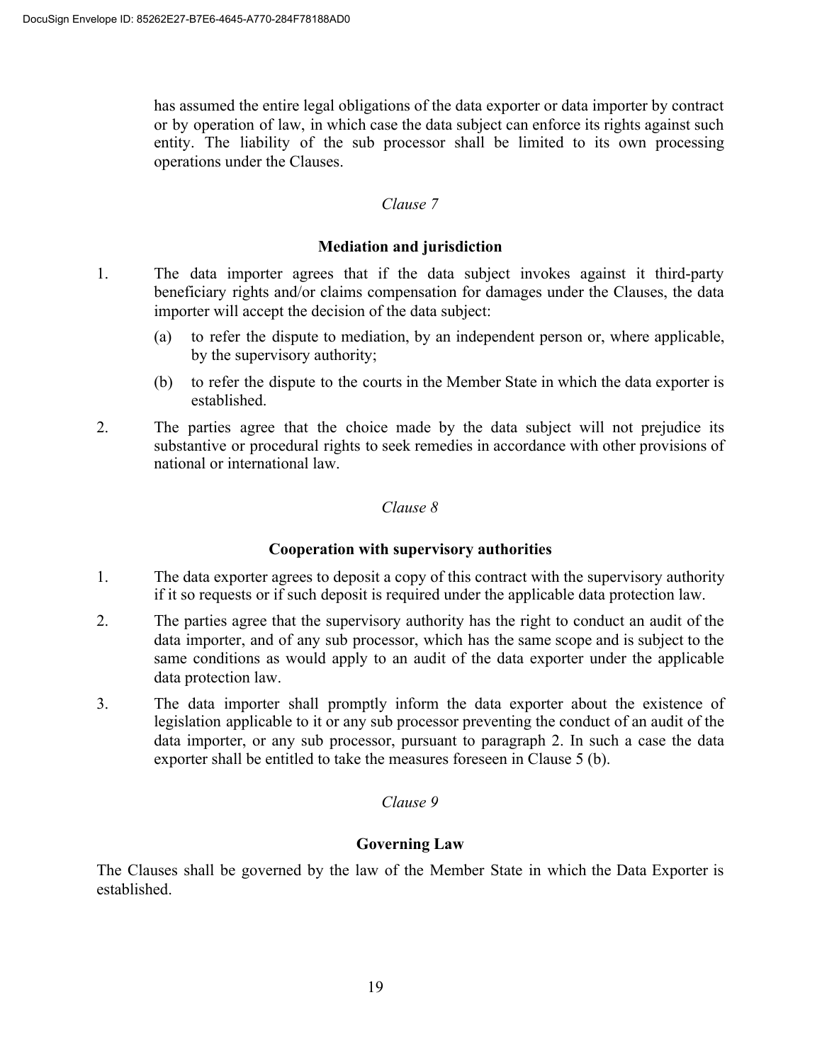has assumed the entire legal obligations of the data exporter or data importer by contract or by operation of law, in which case the data subject can enforce its rights against such entity. The liability of the sub processor shall be limited to its own processing operations under the Clauses.

*Clause 7*

**Mediation and jurisdiction**

1. The data importer agrees that if the data subject invokes against it third-party beneficiary rights and/or claims compensation for damages under the Clauses, the data importer will accept the decision of the data subject:

   (a) to refer the dispute to mediation, by an independent person or, where applicable, by the supervisory authority;

   (b) to refer the dispute to the courts in the Member State in which the data exporter is established.

2. The parties agree that the choice made by the data subject will not prejudice its substantive or procedural rights to seek remedies in accordance with other provisions of national or international law.

*Clause 8*

**Cooperation with supervisory authorities**

1. The data exporter agrees to deposit a copy of this contract with the supervisory authority if it so requests or if such deposit is required under the applicable data protection law.

2. The parties agree that the supervisory authority has the right to conduct an audit of the data importer, and of any sub processor, which has the same scope and is subject to the same conditions as would apply to an audit of the data exporter under the applicable data protection law.

3. The data importer shall promptly inform the data exporter about the existence of legislation applicable to it or any sub processor preventing the conduct of an audit of the data importer, or any sub processor, pursuant to paragraph 2. In such a case the data exporter shall be entitled to take the measures foreseen in Clause 5 (b).

*Clause 9*

**Governing Law**

The Clauses shall be governed by the law of the Member State in which the Data Exporter is established.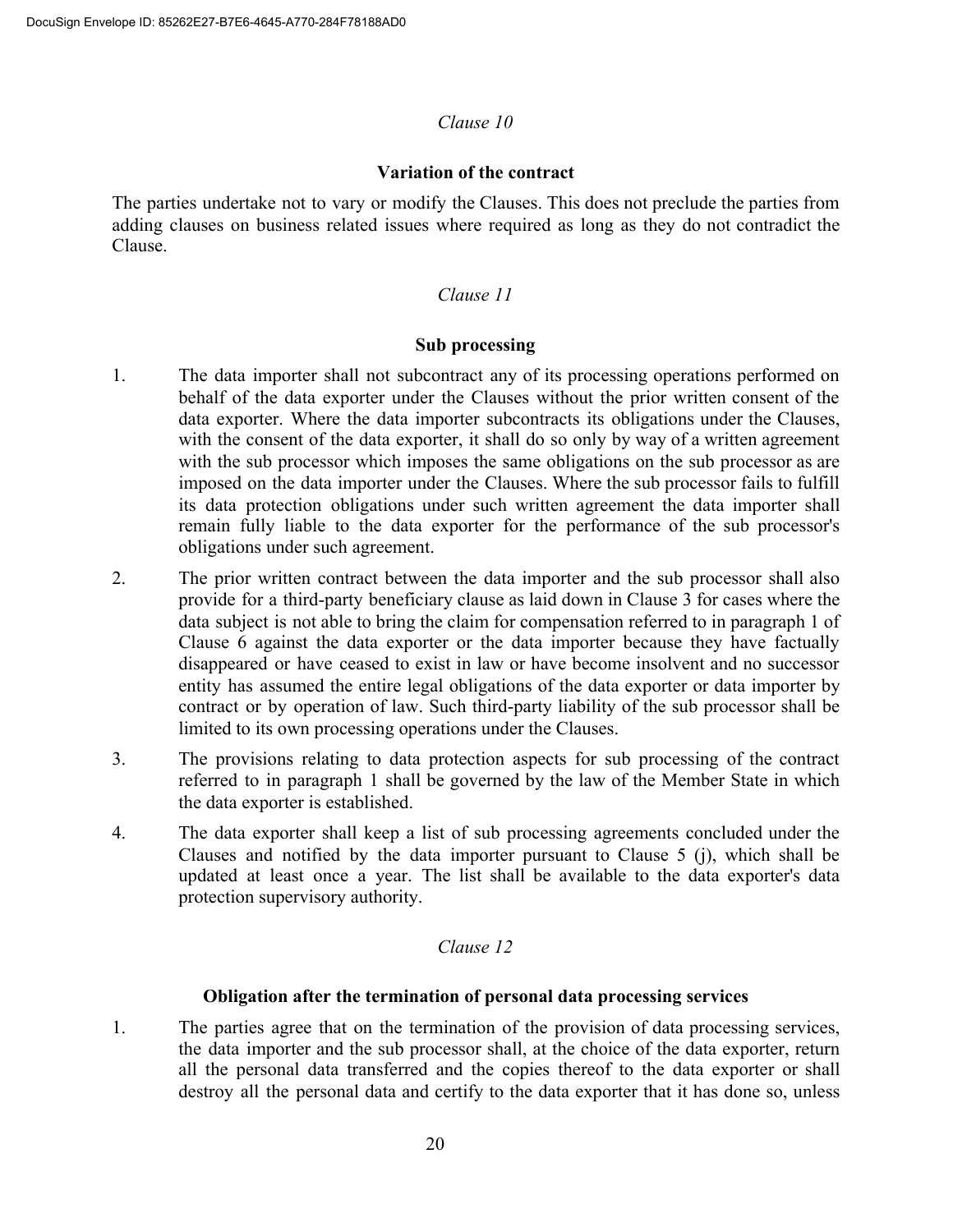*Clause 10*

**Variation of the contract**

The parties undertake not to vary or modify the Clauses. This does not preclude the parties from adding clauses on business related issues where required as long as they do not contradict the Clause.

*Clause 11*

**Sub processing**

1. The data importer shall not subcontract any of its processing operations performed on behalf of the data exporter under the Clauses without the prior written consent of the data exporter. Where the data importer subcontracts its obligations under the Clauses, with the consent of the data exporter, it shall do so only by way of a written agreement with the sub processor which imposes the same obligations on the sub processor as are imposed on the data importer under the Clauses. Where the sub processor fails to fulfill its data protection obligations under such written agreement the data importer shall remain fully liable to the data exporter for the performance of the sub processor's obligations under such agreement.

2. The prior written contract between the data importer and the sub processor shall also provide for a third-party beneficiary clause as laid down in Clause 3 for cases where the data subject is not able to bring the claim for compensation referred to in paragraph 1 of Clause 6 against the data exporter or the data importer because they have factually disappeared or have ceased to exist in law or have become insolvent and no successor entity has assumed the entire legal obligations of the data exporter or data importer by contract or by operation of law. Such third-party liability of the sub processor shall be limited to its own processing operations under the Clauses.

3. The provisions relating to data protection aspects for sub processing of the contract referred to in paragraph 1 shall be governed by the law of the Member State in which the data exporter is established.

4. The data exporter shall keep a list of sub processing agreements concluded under the Clauses and notified by the data importer pursuant to Clause 5 (j), which shall be updated at least once a year. The list shall be available to the data exporter's data protection supervisory authority.

*Clause 12*

**Obligation after the termination of personal data processing services**

1. The parties agree that on the termination of the provision of data processing services, the data importer and the sub processor shall, at the choice of the data exporter, return all the personal data transferred and the copies thereof to the data exporter or shall destroy all the personal data and certify to the data exporter that it has done so, unless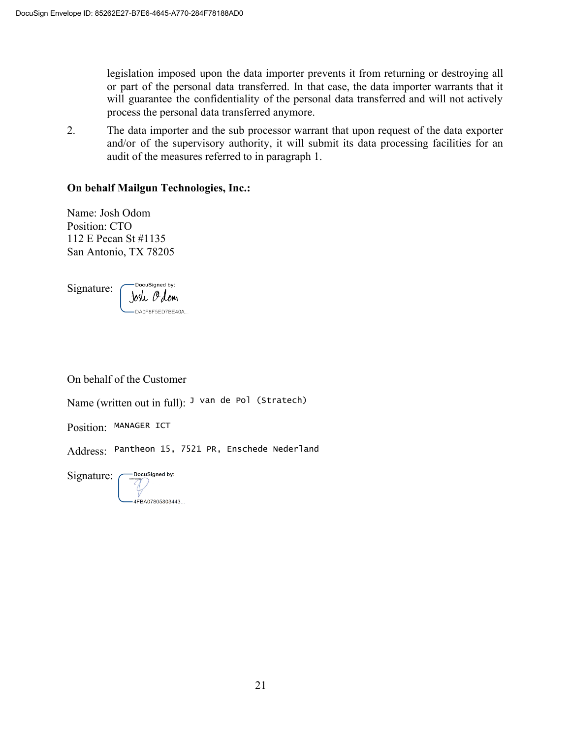legislation imposed upon the data importer prevents it from returning or destroying all or part of the personal data transferred. In that case, the data importer warrants that it will guarantee the confidentiality of the personal data transferred and will not actively process the personal data transferred anymore.

2. The data importer and the sub processor warrant that upon request of the data exporter and/or of the supervisory authority, it will submit its data processing facilities for an audit of the measures referred to in paragraph 1.

**On behalf Mailgun Technologies, Inc.:**

Name: Josh Odom
Position: CTO
112 E Pecan St #1135
San Antonio, TX 78205

Signature: DocuSigned by: Josh Odom DA0F8F5ED7BE40A...

On behalf of the Customer

Name (written out in full): J van de Pol (Stratech)

Position: MANAGER ICT

Address: Pantheon 15, 7521 PR, Enschede Nederland

Signature: DocuSigned by: 4FBA07805803443...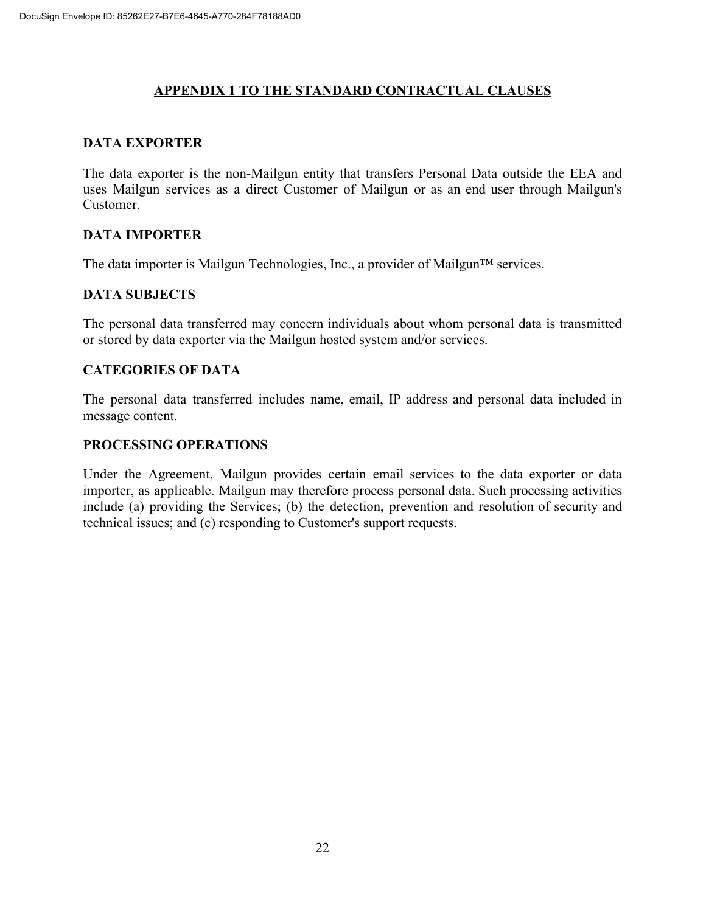## APPENDIX 1 TO THE STANDARD CONTRACTUAL CLAUSES

**DATA EXPORTER**

The data exporter is the non-Mailgun entity that transfers Personal Data outside the EEA and uses Mailgun services as a direct Customer of Mailgun or as an end user through Mailgun's Customer.

**DATA IMPORTER**

The data importer is Mailgun Technologies, Inc., a provider of Mailgun™ services.

**DATA SUBJECTS**

The personal data transferred may concern individuals about whom personal data is transmitted or stored by data exporter via the Mailgun hosted system and/or services.

**CATEGORIES OF DATA**

The personal data transferred includes name, email, IP address and personal data included in message content.

**PROCESSING OPERATIONS**

Under the Agreement, Mailgun provides certain email services to the data exporter or data importer, as applicable. Mailgun may therefore process personal data. Such processing activities include (a) providing the Services; (b) the detection, prevention and resolution of security and technical issues; and (c) responding to Customer's support requests.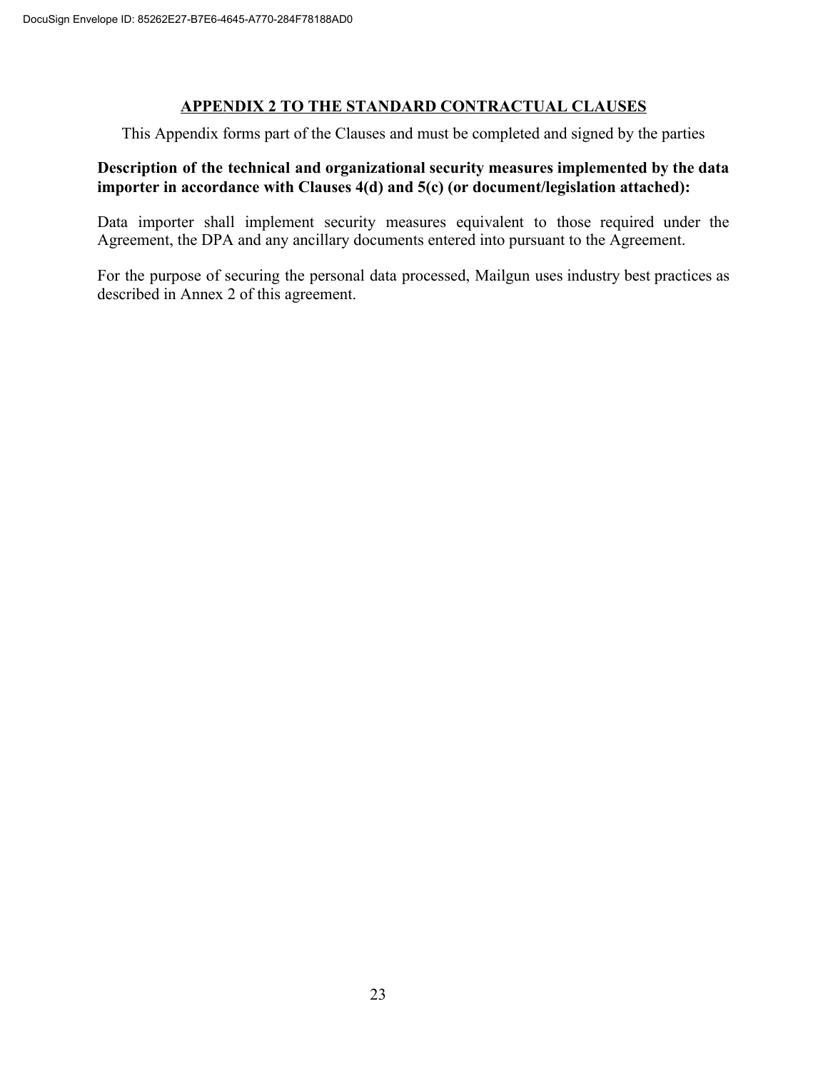## APPENDIX 2 TO THE STANDARD CONTRACTUAL CLAUSES

This Appendix forms part of the Clauses and must be completed and signed by the parties

**Description of the technical and organizational security measures implemented by the data importer in accordance with Clauses 4(d) and 5(c) (or document/legislation attached):**

Data importer shall implement security measures equivalent to those required under the Agreement, the DPA and any ancillary documents entered into pursuant to the Agreement.

For the purpose of securing the personal data processed, Mailgun uses industry best practices as described in Annex 2 of this agreement.